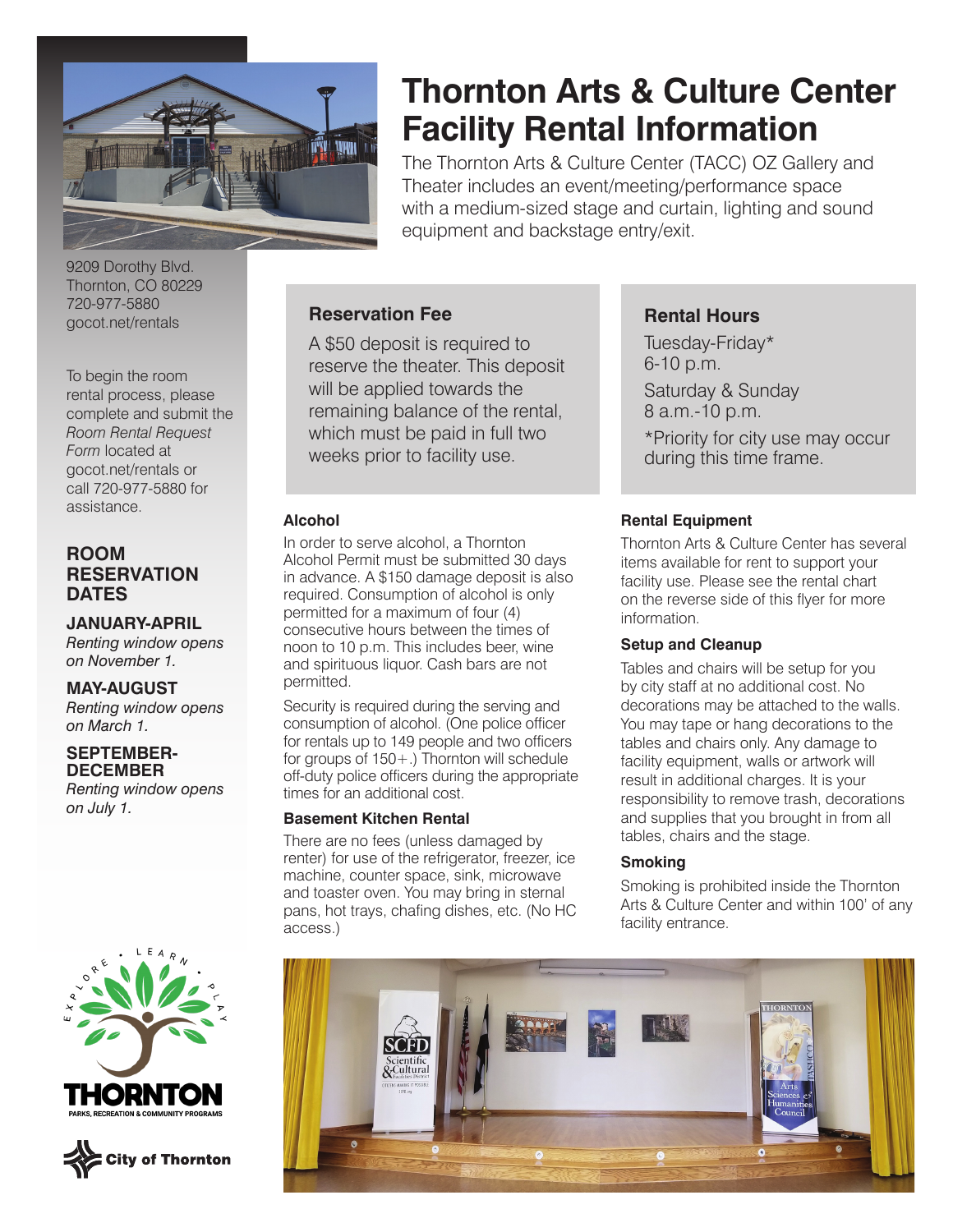# Thornton Arts & Culture Center Facility Rental Information

The Thornton Arts & Culture Center (TACC) OZ Gallery and Theater includes an event/meeting/performance space with a medium-sized stage and curtain, lighting and sound equipment and backstage entry/exit.

9209 Dorothy Blvd.
Thornton, CO 80229
720-977-5880
gocot.net/rentals

To begin the room rental process, please complete and submit the *Room Rental Request Form* located at gocot.net/rentals or call 720-977-5880 for assistance.

## ROOM RESERVATION DATES

**JANUARY-APRIL**
*Renting window opens on November 1.*

**MAY-AUGUST**
*Renting window opens on March 1.*

**SEPTEMBER-DECEMBER**
*Renting window opens on July 1.*

### Reservation Fee

A $50 deposit is required to reserve the theater. This deposit will be applied towards the remaining balance of the rental, which must be paid in full two weeks prior to facility use.

### Rental Hours

Tuesday-Friday*
6-10 p.m.

Saturday & Sunday
8 a.m.-10 p.m.

*Priority for city use may occur during this time frame.

### Alcohol

In order to serve alcohol, a Thornton Alcohol Permit must be submitted 30 days in advance. A $150 damage deposit is also required. Consumption of alcohol is only permitted for a maximum of four (4) consecutive hours between the times of noon to 10 p.m. This includes beer, wine and spirituous liquor. Cash bars are not permitted.

Security is required during the serving and consumption of alcohol. (One police officer for rentals up to 149 people and two officers for groups of 150+.) Thornton will schedule off-duty police officers during the appropriate times for an additional cost.

### Basement Kitchen Rental

There are no fees (unless damaged by renter) for use of the refrigerator, freezer, ice machine, counter space, sink, microwave and toaster oven. You may bring in sternal pans, hot trays, chafing dishes, etc. (No HC access.)

### Rental Equipment

Thornton Arts & Culture Center has several items available for rent to support your facility use. Please see the rental chart on the reverse side of this flyer for more information.

### Setup and Cleanup

Tables and chairs will be setup for you by city staff at no additional cost. No decorations may be attached to the walls. You may tape or hang decorations to the tables and chairs only. Any damage to facility equipment, walls or artwork will result in additional charges. It is your responsibility to remove trash, decorations and supplies that you brought in from all tables, chairs and the stage.

### Smoking

Smoking is prohibited inside the Thornton Arts & Culture Center and within 100' of any facility entrance.

THORNTON PARKS, RECREATION & COMMUNITY PROGRAMS

City of Thornton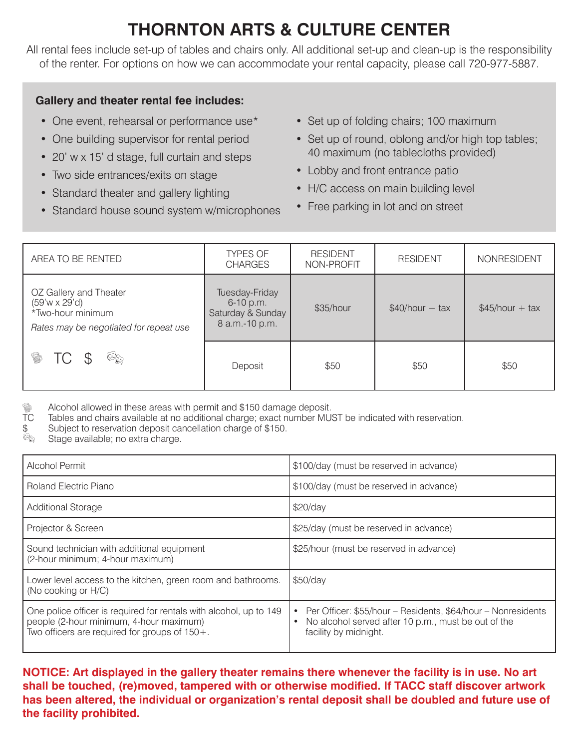# THORNTON ARTS & CULTURE CENTER

All rental fees include set-up of tables and chairs only. All additional set-up and clean-up is the responsibility of the renter. For options on how we can accommodate your rental capacity, please call 720-977-5887.

**Gallery and theater rental fee includes:**

- One event, rehearsal or performance use*
- One building supervisor for rental period
- 20' w x 15' d stage, full curtain and steps
- Two side entrances/exits on stage
- Standard theater and gallery lighting
- Standard house sound system w/microphones
- Set up of folding chairs; 100 maximum
- Set up of round, oblong and/or high top tables; 40 maximum (no tablecloths provided)
- Lobby and front entrance patio
- H/C access on main building level
- Free parking in lot and on street

| AREA TO BE RENTED | TYPES OF CHARGES | RESIDENT NON-PROFIT | RESIDENT | NONRESIDENT |
|---|---|---|---|---|
| OZ Gallery and Theater (59'w x 29'd) *Two-hour minimum *Rates may be negotiated for repeat use* | Tuesday-Friday 6-10 p.m. Saturday & Sunday 8 a.m.-10 p.m. | $35/hour | $40/hour + tax | $45/hour + tax |
| TC $ | Deposit | $50 | $50 | $50 |

Alcohol allowed in these areas with permit and $150 damage deposit.
TC Tables and chairs available at no additional charge; exact number MUST be indicated with reservation.
$ Subject to reservation deposit cancellation charge of $150.
Stage available; no extra charge.

| | |
|---|---|
| Alcohol Permit | $100/day (must be reserved in advance) |
| Roland Electric Piano | $100/day (must be reserved in advance) |
| Additional Storage | $20/day |
| Projector & Screen | $25/day (must be reserved in advance) |
| Sound technician with additional equipment (2-hour minimum; 4-hour maximum) | $25/hour (must be reserved in advance) |
| Lower level access to the kitchen, green room and bathrooms. (No cooking or H/C) | $50/day |
| One police officer is required for rentals with alcohol, up to 149 people (2-hour minimum, 4-hour maximum) Two officers are required for groups of 150+. | • Per Officer: $55/hour – Residents, $64/hour – Nonresidents • No alcohol served after 10 p.m., must be out of the facility by midnight. |

**NOTICE: Art displayed in the gallery theater remains there whenever the facility is in use. No art shall be touched, (re)moved, tampered with or otherwise modified. If TACC staff discover artwork has been altered, the individual or organization's rental deposit shall be doubled and future use of the facility prohibited.**